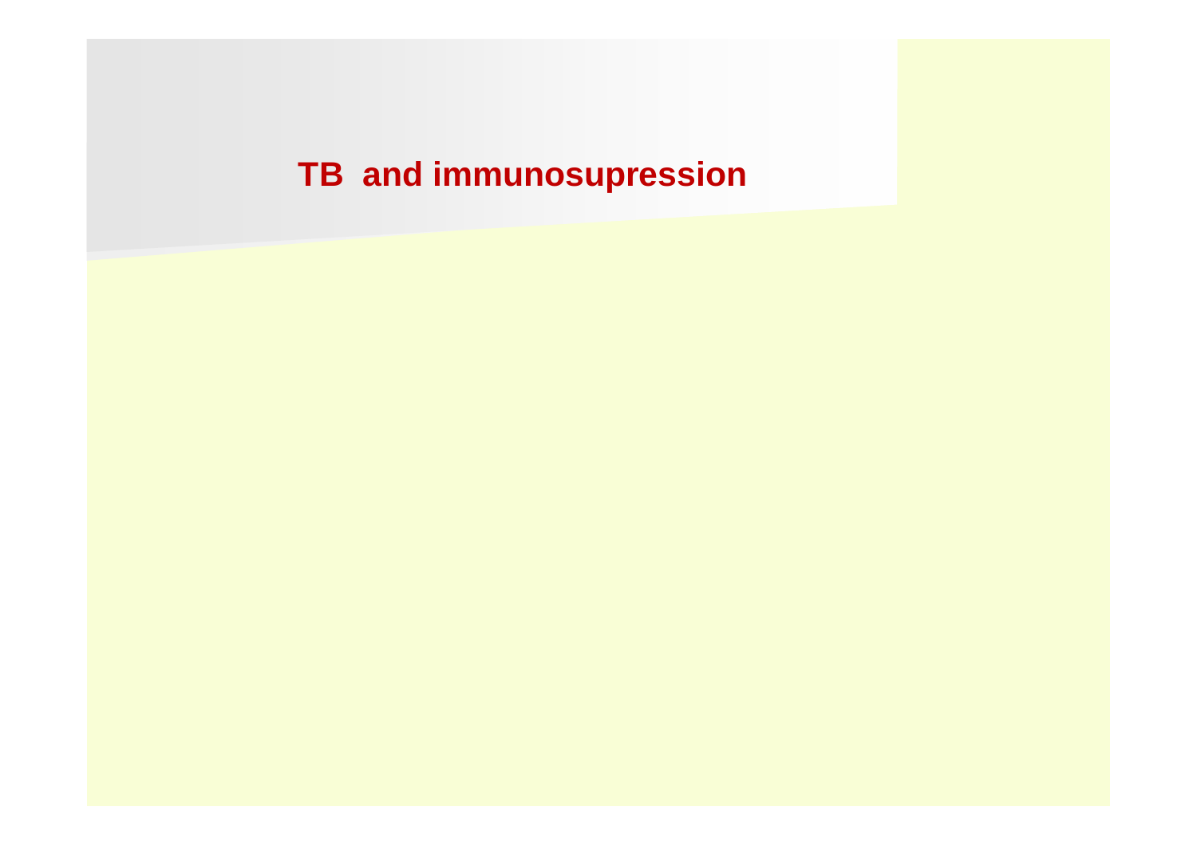# TB and immunosupression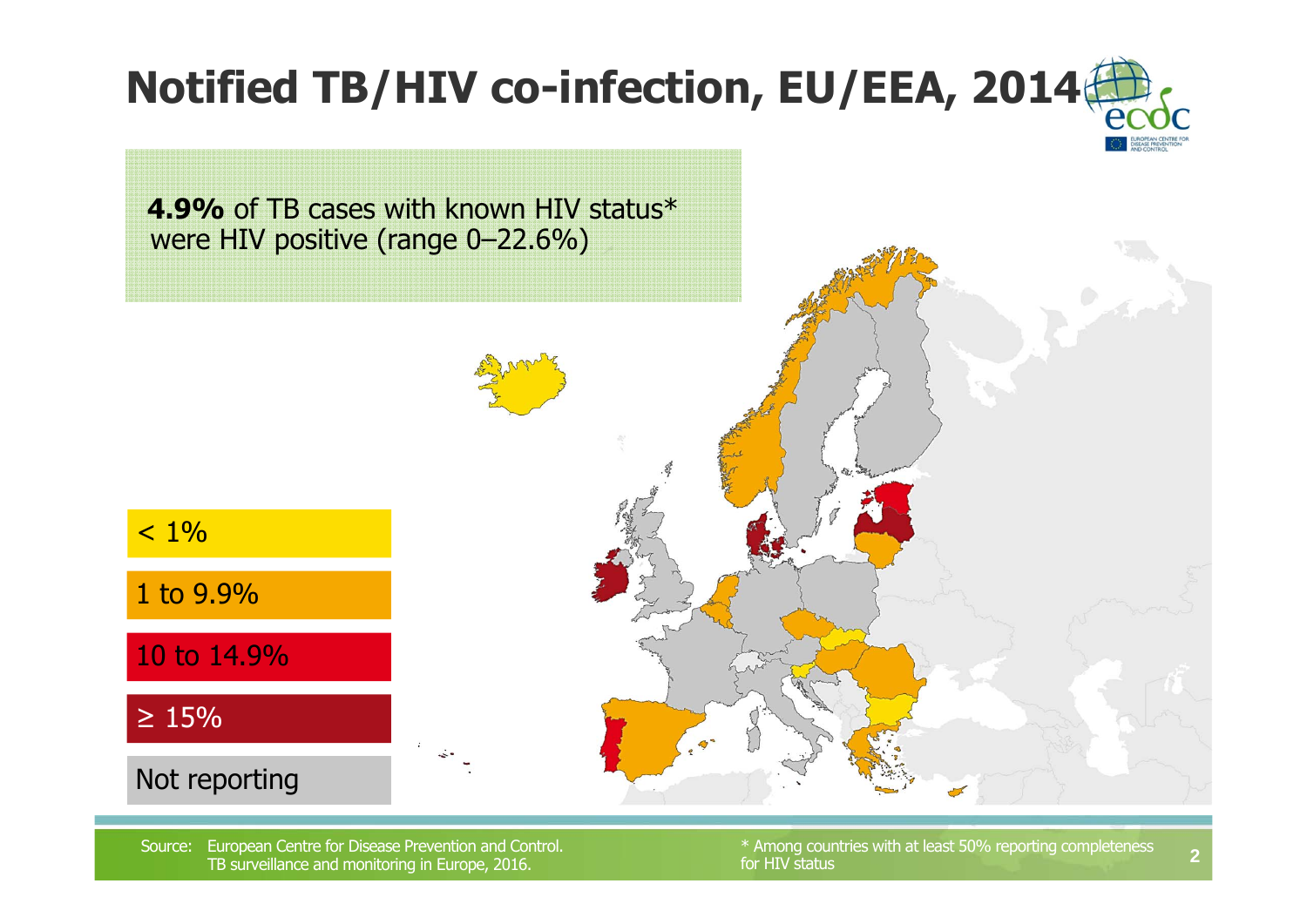# Notified TB/HIV co-infection, EU/EEA, 2014

**4.9%** of TB cases with known HIV status* were HIV positive (range 0–22.6%)

- < 1%
- 1 to 9.9%
- 10 to 14.9%
- ≥ 15%
- Not reporting

Source: European Centre for Disease Prevention and Control. TB surveillance and monitoring in Europe, 2016.

* Among countries with at least 50% reporting completeness for HIV status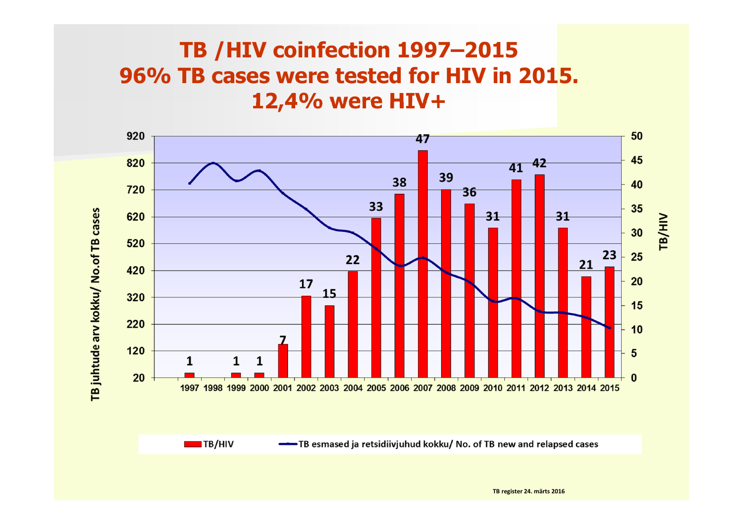# TB /HIV coinfection 1997–2015
# 96% TB cases were tested for HIV in 2015.
# 12,4% were HIV+

| Year | TB/HIV |
|---|---|
| 1997 | 1 |
| 1998 | |
| 1999 | 1 |
| 2000 | 1 |
| 2001 | 7 |
| 2002 | 17 |
| 2003 | 15 |
| 2004 | 22 |
| 2005 | 33 |
| 2006 | 38 |
| 2007 | 47 |
| 2008 | 39 |
| 2009 | 36 |
| 2010 | 31 |
| 2011 | 41 |
| 2012 | 42 |
| 2013 | 31 |
| 2014 | 21 |
| 2015 | 23 |

TB juhtude arv kokku/ No.of TB cases

TB/HIV

TB/HIV — TB esmased ja retsidiivjuhud kokku/ No. of TB new and relapsed cases

TB register 24. märts 2016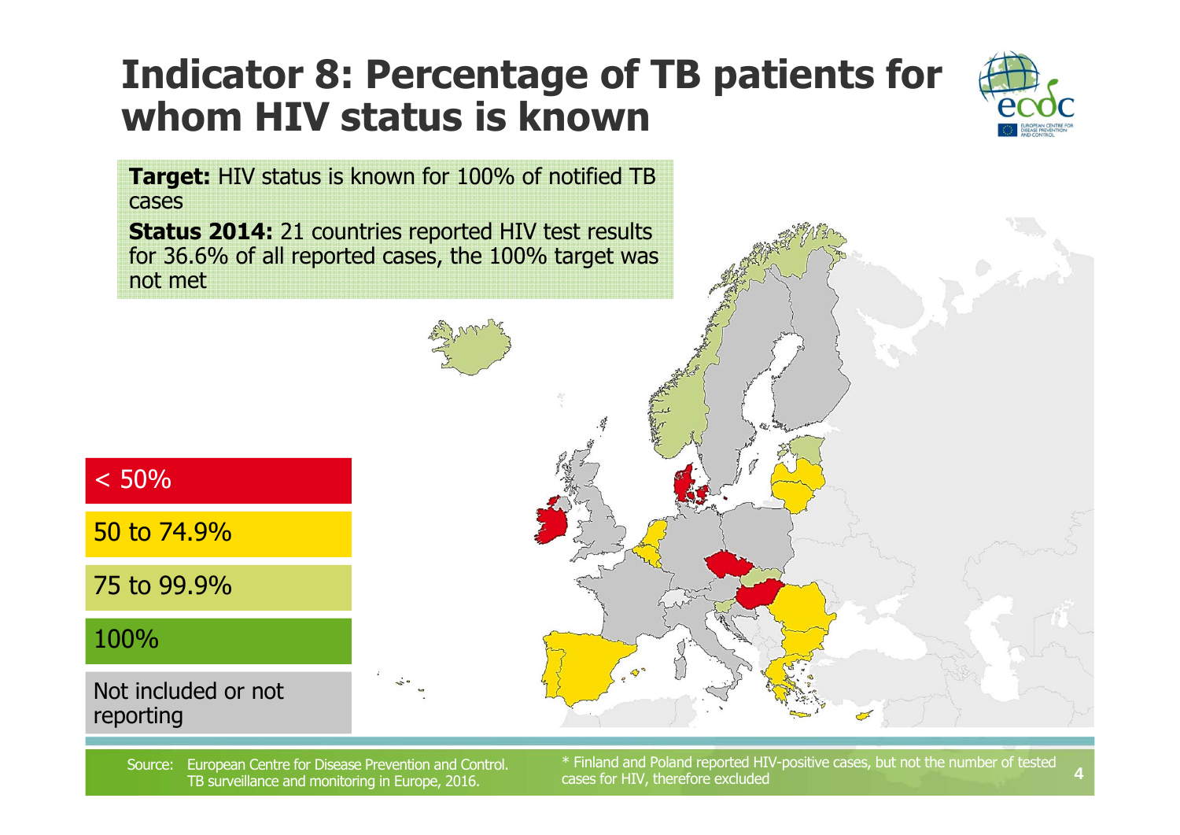# Indicator 8: Percentage of TB patients for whom HIV status is known

**Target:** HIV status is known for 100% of notified TB cases

**Status 2014:** 21 countries reported HIV test results for 36.6% of all reported cases, the 100% target was not met

- < 50%
- 50 to 74.9%
- 75 to 99.9%
- 100%
- Not included or not reporting

Source: European Centre for Disease Prevention and Control. TB surveillance and monitoring in Europe, 2016.

\* Finland and Poland reported HIV-positive cases, but not the number of tested cases for HIV, therefore excluded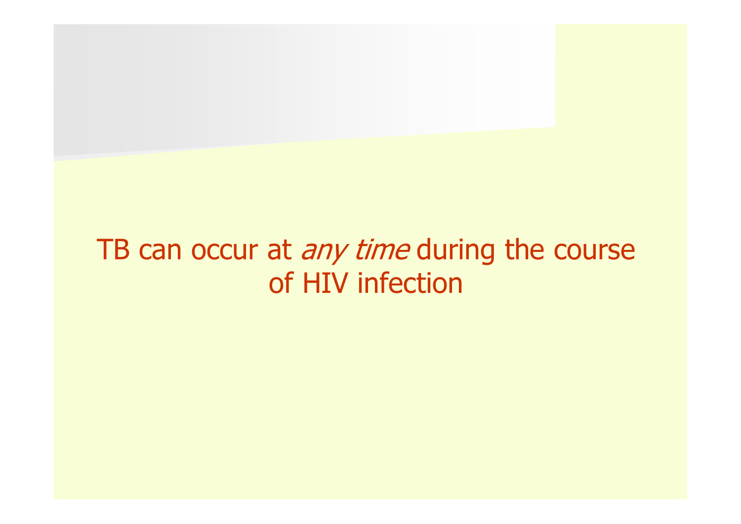TB can occur at *any time* during the course of HIV infection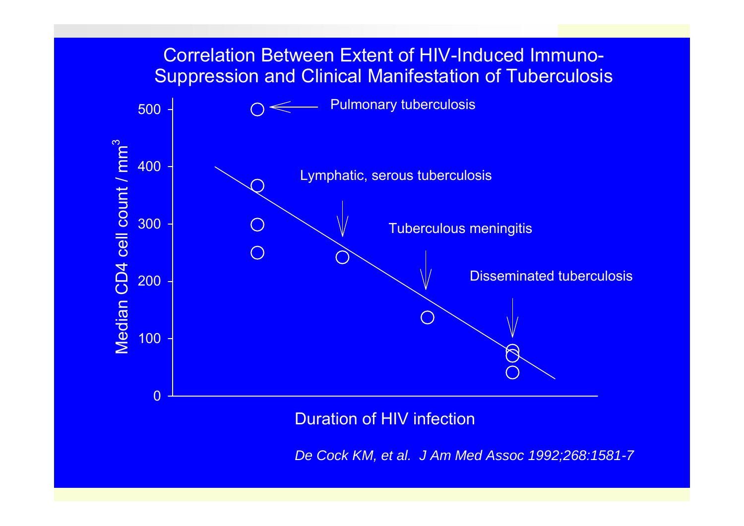# Correlation Between Extent of HIV-Induced Immuno-Suppression and Clinical Manifestation of Tuberculosis

Median CD4 cell count / $mm^3$

500, 400, 300, 200, 100, 0

Pulmonary tuberculosis

Lymphatic, serous tuberculosis

Tuberculous meningitis

Disseminated tuberculosis

Duration of HIV infection

*De Cock KM, et al. J Am Med Assoc 1992;268:1581-7*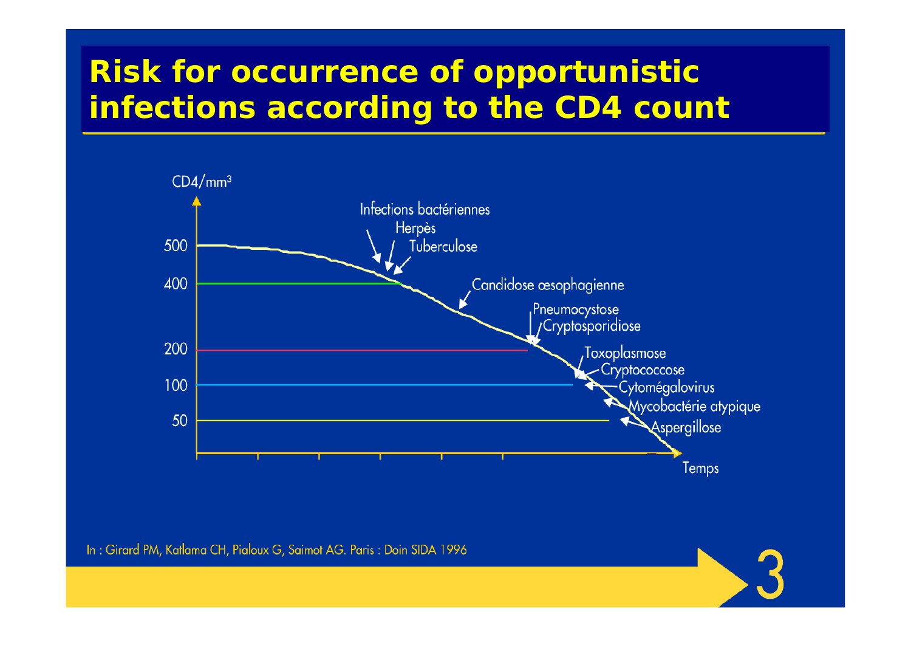# Risk for occurrence of opportunistic infections according to the CD4 count

CD4/mm³

500

400

200

100

50

Temps

Infections bactériennes

Herpès

Tuberculose

Candidose œsophagienne

Pneumocystose

Cryptosporidiose

Toxoplasmose

Cryptococcose

Cytomégalovirus

Mycobactérie atypique

Aspergillose

In : Girard PM, Katlama CH, Pialoux G, Saimot AG. Paris : Doin SIDA 1996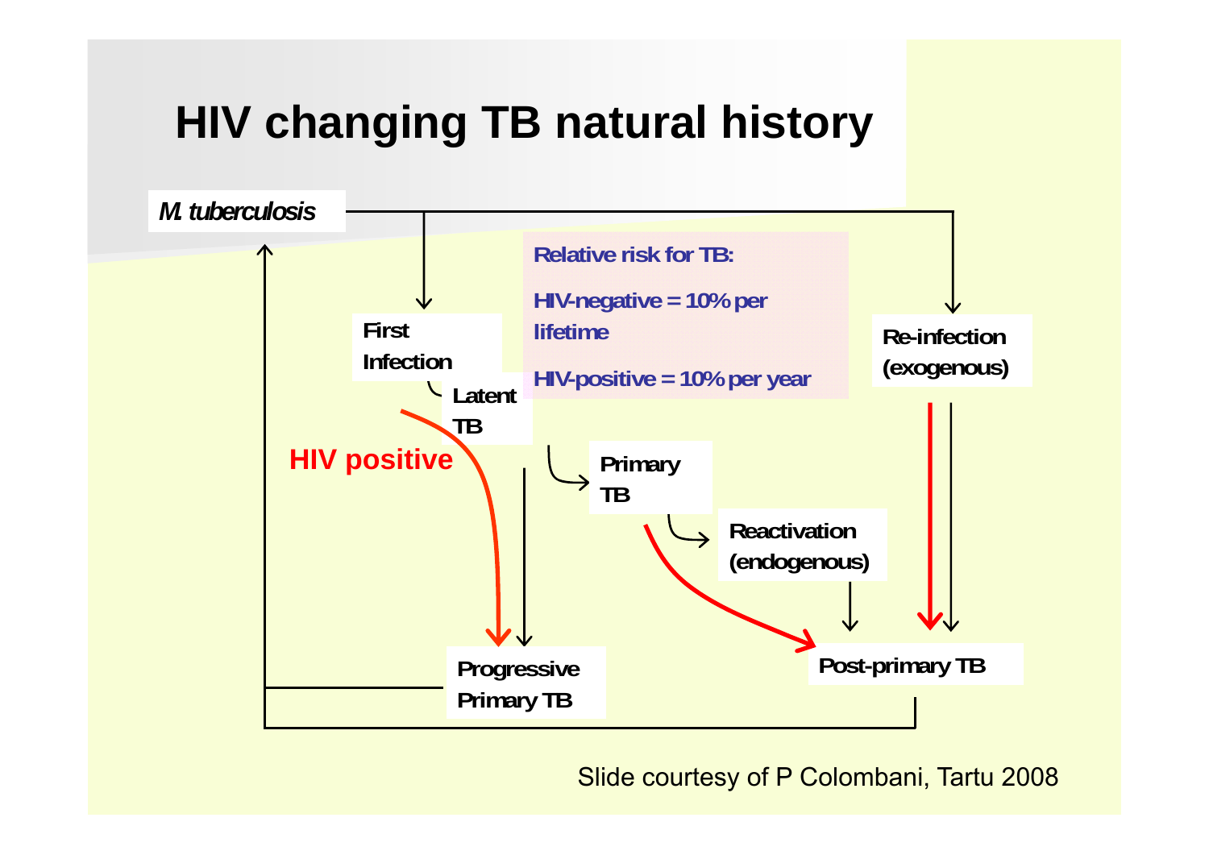# HIV changing TB natural history

*M. tuberculosis*

First Infection

Latent TB

Primary TB

Reactivation (endogenous)

Re-infection (exogenous)

**Relative risk for TB:**

**HIV-negative = 10% per lifetime**

**HIV-positive = 10% per year**

HIV positive

Progressive Primary TB

Post-primary TB

Slide courtesy of P Colombani, Tartu 2008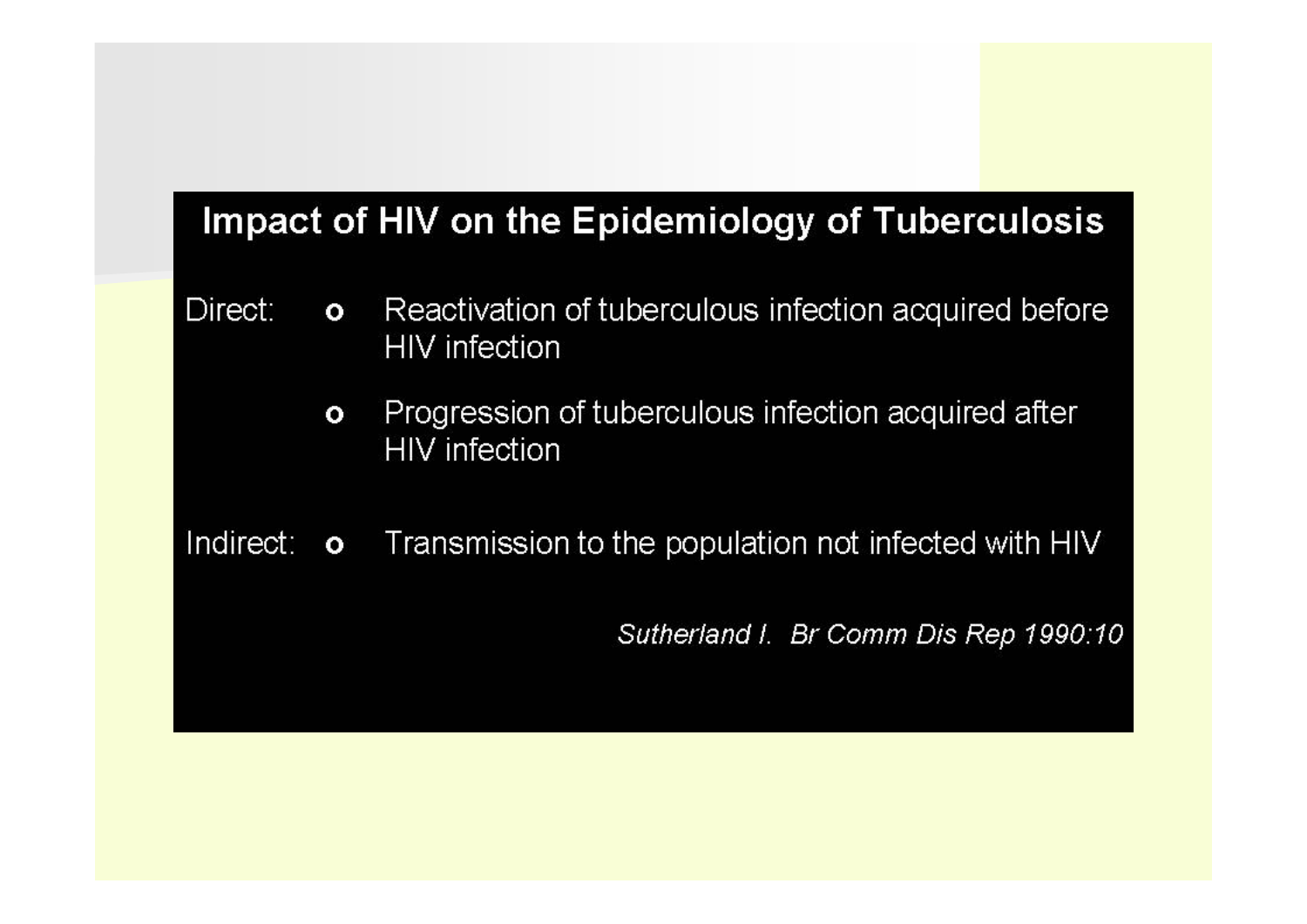# Impact of HIV on the Epidemiology of Tuberculosis

Direct:

- Reactivation of tuberculous infection acquired before HIV infection
- Progression of tuberculous infection acquired after HIV infection

Indirect:

- Transmission to the population not infected with HIV

*Sutherland I. Br Comm Dis Rep 1990:10*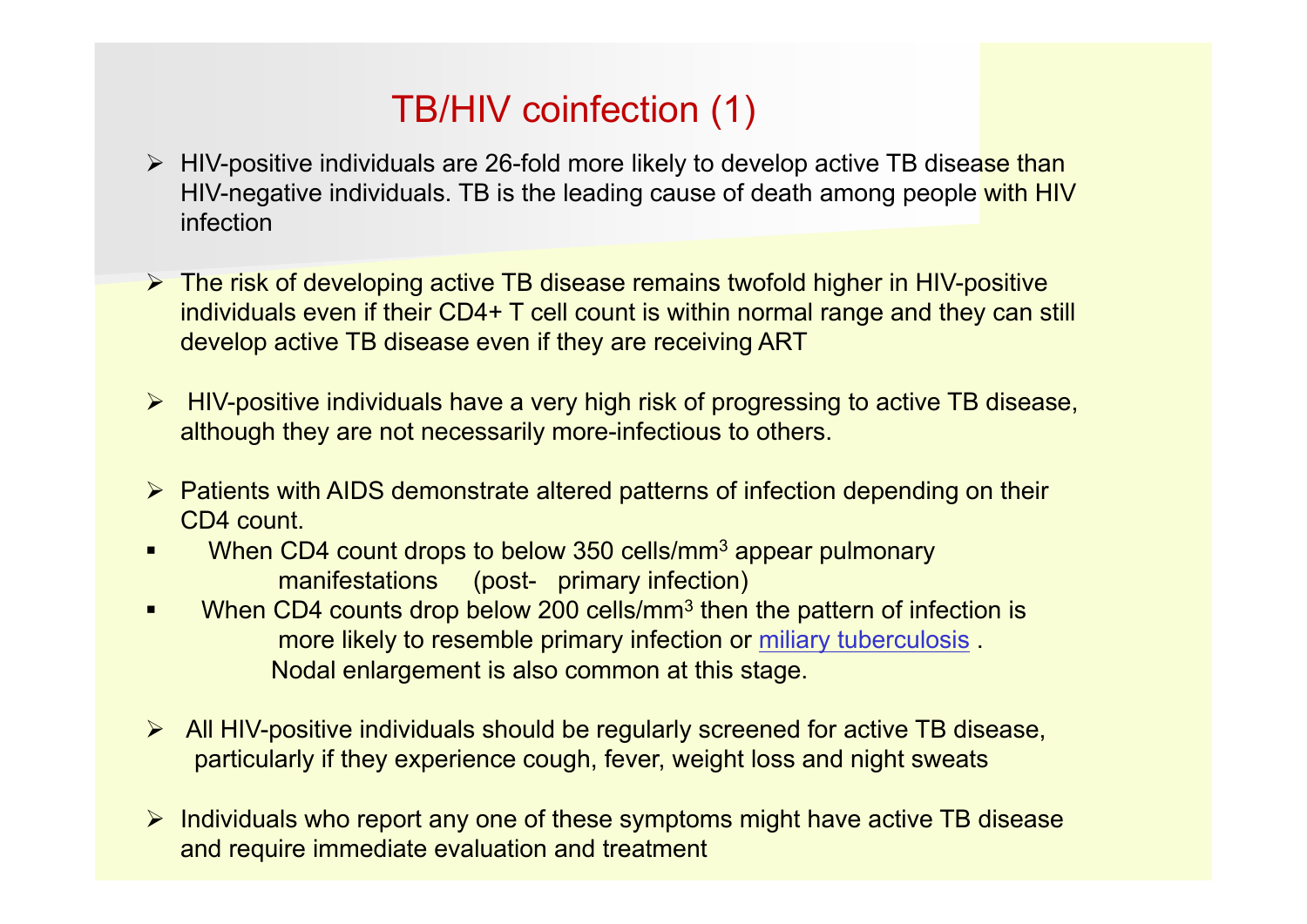# TB/HIV coinfection (1)

- HIV-positive individuals are 26-fold more likely to develop active TB disease than HIV-negative individuals. TB is the leading cause of death among people with HIV infection

- The risk of developing active TB disease remains twofold higher in HIV-positive individuals even if their CD4+ T cell count is within normal range and they can still develop active TB disease even if they are receiving ART

- HIV-positive individuals have a very high risk of progressing to active TB disease, although they are not necessarily more-infectious to others.

- Patients with AIDS demonstrate altered patterns of infection depending on their CD4 count.
  - When CD4 count drops to below 350 cells/mm$^3$ appear pulmonary manifestations (post- primary infection)
  - When CD4 counts drop below 200 cells/mm$^3$ then the pattern of infection is more likely to resemble primary infection or miliary tuberculosis . Nodal enlargement is also common at this stage.

- All HIV-positive individuals should be regularly screened for active TB disease, particularly if they experience cough, fever, weight loss and night sweats

- Individuals who report any one of these symptoms might have active TB disease and require immediate evaluation and treatment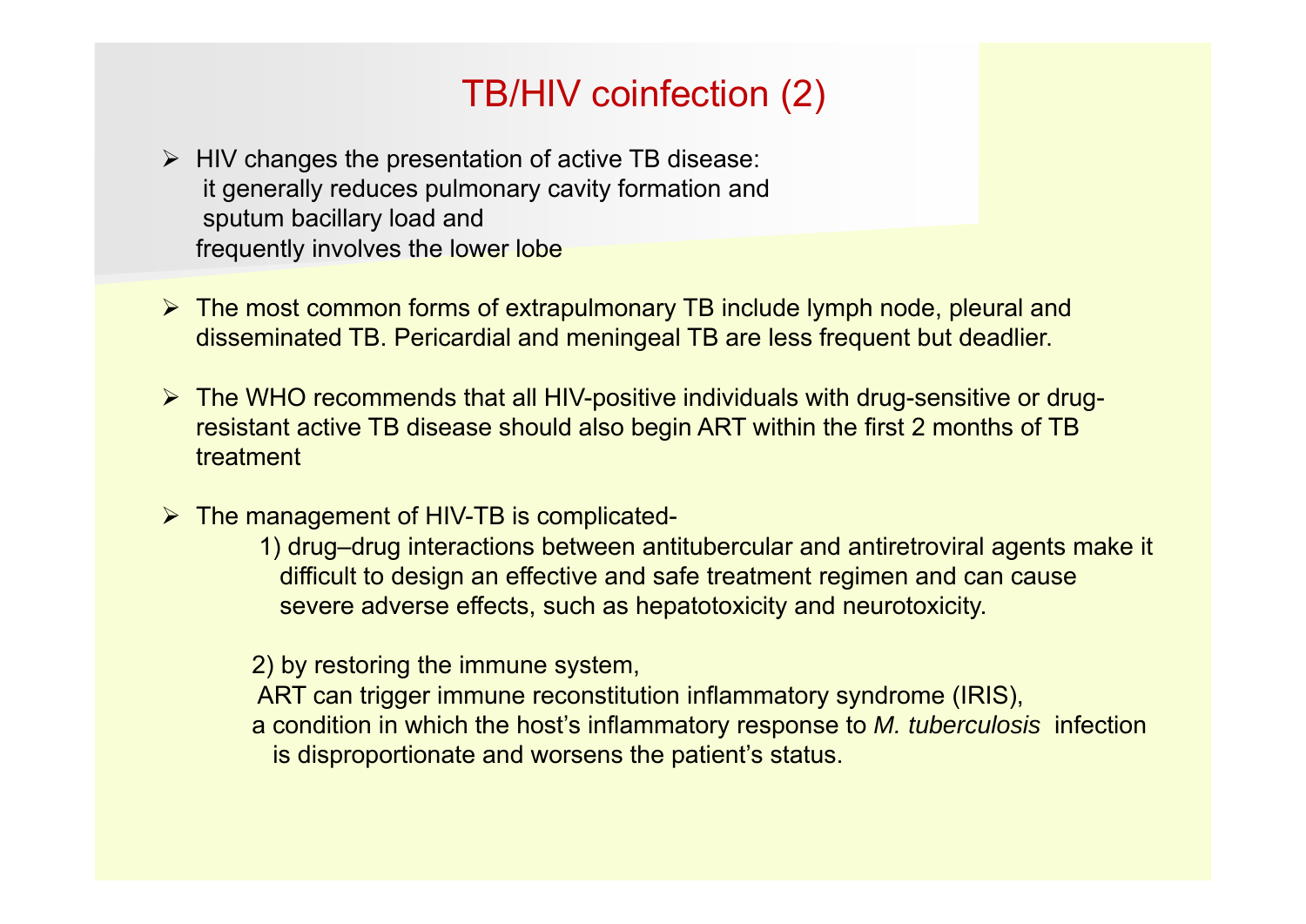# TB/HIV coinfection (2)

- HIV changes the presentation of active TB disease: it generally reduces pulmonary cavity formation and sputum bacillary load and frequently involves the lower lobe

- The most common forms of extrapulmonary TB include lymph node, pleural and disseminated TB. Pericardial and meningeal TB are less frequent but deadlier.

- The WHO recommends that all HIV-positive individuals with drug-sensitive or drug-resistant active TB disease should also begin ART within the first 2 months of TB treatment

- The management of HIV-TB is complicated-

  1) drug–drug interactions between antitubercular and antiretroviral agents make it difficult to design an effective and safe treatment regimen and can cause severe adverse effects, such as hepatotoxicity and neurotoxicity.

  2) by restoring the immune system, ART can trigger immune reconstitution inflammatory syndrome (IRIS), a condition in which the host's inflammatory response to *M. tuberculosis* infection is disproportionate and worsens the patient's status.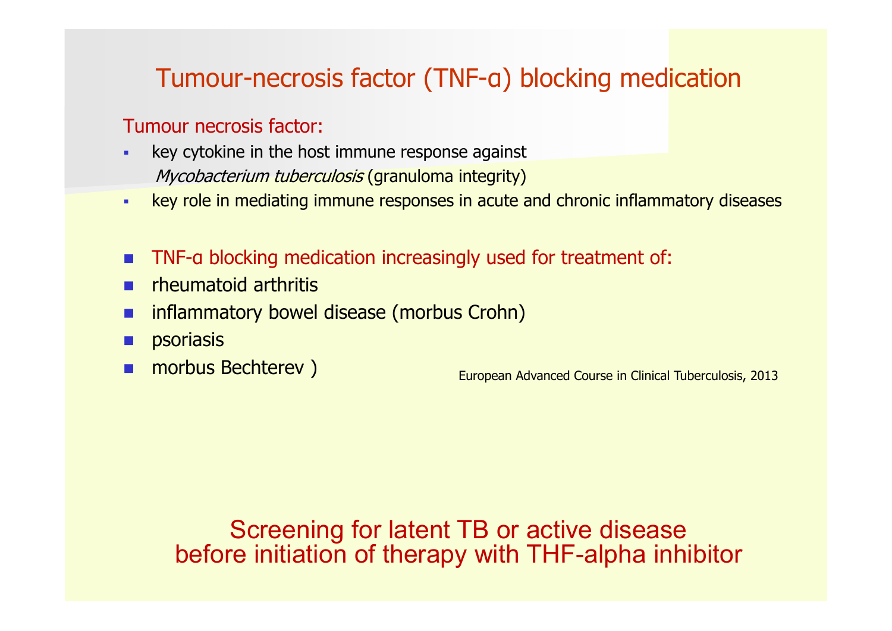# Tumour-necrosis factor (TNF-α) blocking medication

Tumour necrosis factor:

- key cytokine in the host immune response against *Mycobacterium tuberculosis* (granuloma integrity)
- key role in mediating immune responses in acute and chronic inflammatory diseases

- TNF-α blocking medication increasingly used for treatment of:
- rheumatoid arthritis
- inflammatory bowel disease (morbus Crohn)
- psoriasis
- morbus Bechterev )

European Advanced Course in Clinical Tuberculosis, 2013

Screening for latent TB or active disease
before initiation of therapy with THF-alpha inhibitor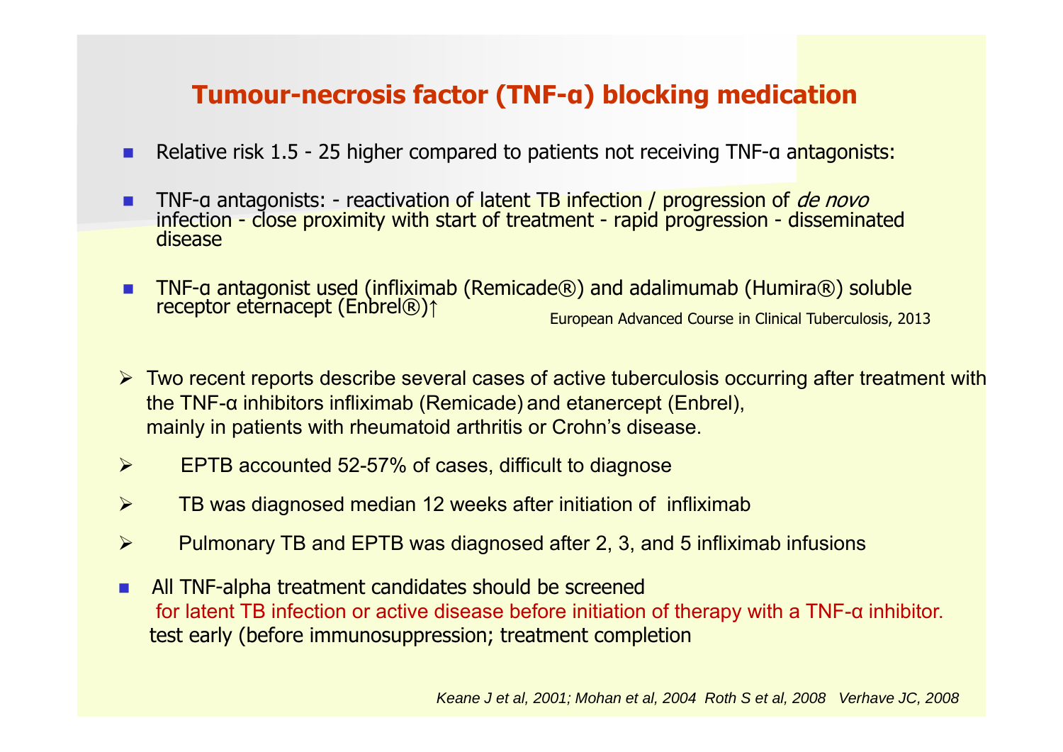## Tumour-necrosis factor (TNF-α) blocking medication

- Relative risk 1.5 - 25 higher compared to patients not receiving TNF-α antagonists:
- TNF-α antagonists: - reactivation of latent TB infection / progression of *de novo* infection - close proximity with start of treatment - rapid progression - disseminated disease
- TNF-α antagonist used (infliximab (Remicade®) and adalimumab (Humira®) soluble receptor eternacept (Enbrel®)↑

European Advanced Course in Clinical Tuberculosis, 2013

- Two recent reports describe several cases of active tuberculosis occurring after treatment with the TNF-α inhibitors infliximab (Remicade) and etanercept (Enbrel), mainly in patients with rheumatoid arthritis or Crohn's disease.
- EPTB accounted 52-57% of cases, difficult to diagnose
- TB was diagnosed median 12 weeks after initiation of infliximab
- Pulmonary TB and EPTB was diagnosed after 2, 3, and 5 infliximab infusions

- All TNF-alpha treatment candidates should be screened for latent TB infection or active disease before initiation of therapy with a TNF-α inhibitor. test early (before immunosuppression; treatment completion

*Keane J et al, 2001; Mohan et al, 2004 Roth S et al, 2008 Verhave JC, 2008*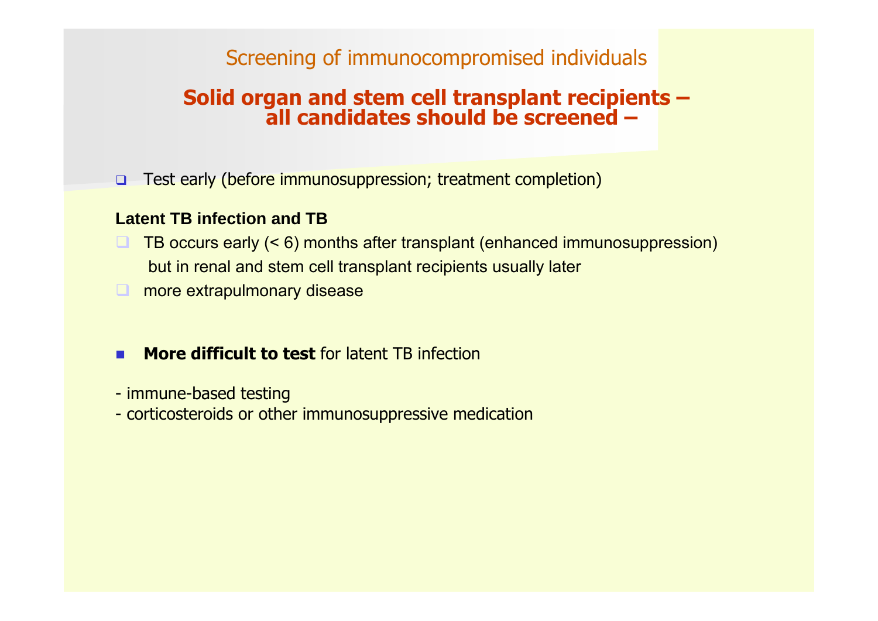# Screening of immunocompromised individuals

## Solid organ and stem cell transplant recipients – all candidates should be screened –

- Test early (before immunosuppression; treatment completion)

**Latent TB infection and TB**

- TB occurs early (< 6) months after transplant (enhanced immunosuppression) but in renal and stem cell transplant recipients usually later
- more extrapulmonary disease

- **More difficult to test** for latent TB infection

- immune-based testing
- corticosteroids or other immunosuppressive medication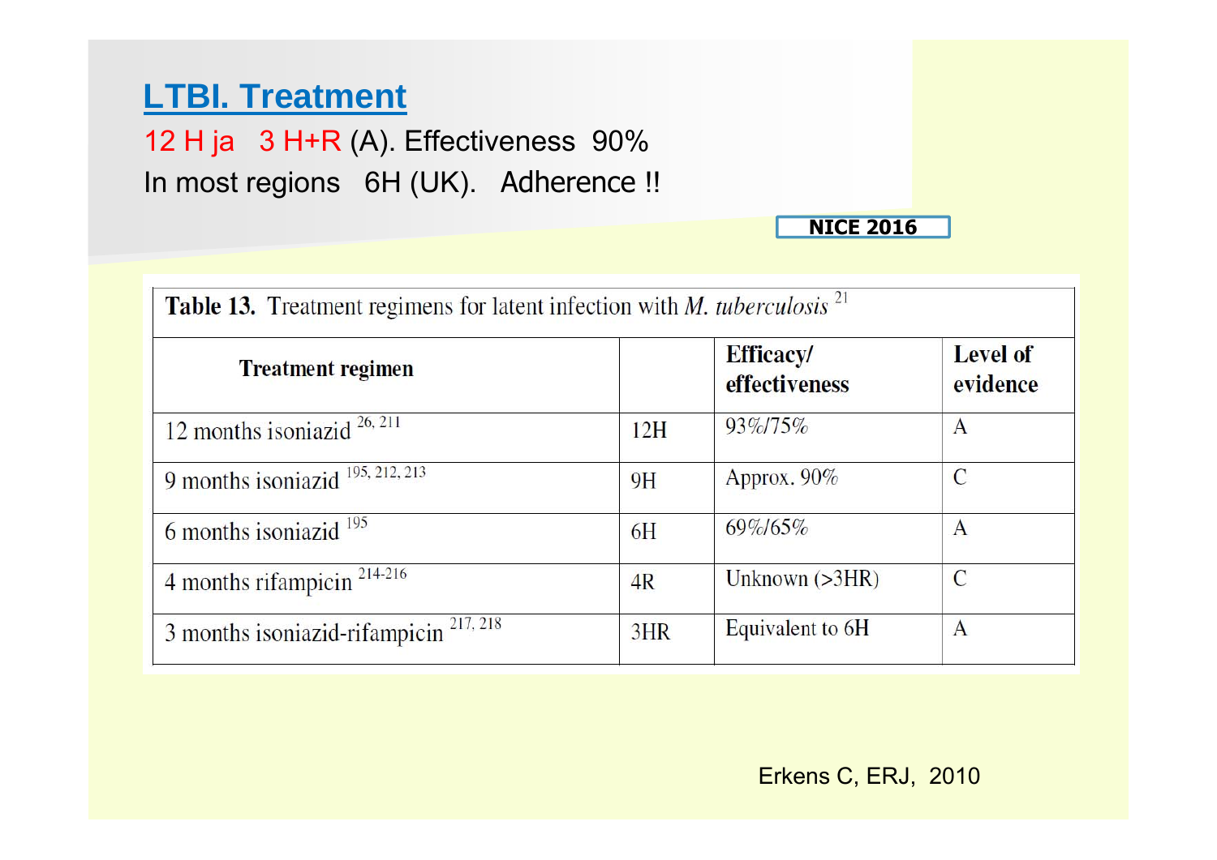## LTBI. Treatment

12 H ja 3 H+R (A). Effectiveness 90%

In most regions 6H (UK). Adherence !!

**NICE 2016**

**Table 13.** Treatment regimens for latent infection with *M. tuberculosis* [21]

| Treatment regimen | | Efficacy/ effectiveness | Level of evidence |
|---|---|---|---|
| 12 months isoniazid [26, 211] | 12H | 93%/75% | A |
| 9 months isoniazid [195, 212, 213] | 9H | Approx. 90% | C |
| 6 months isoniazid [195] | 6H | 69%/65% | A |
| 4 months rifampicin [214-216] | 4R | Unknown (>3HR) | C |
| 3 months isoniazid-rifampicin [217, 218] | 3HR | Equivalent to 6H | A |

Erkens C, ERJ, 2010